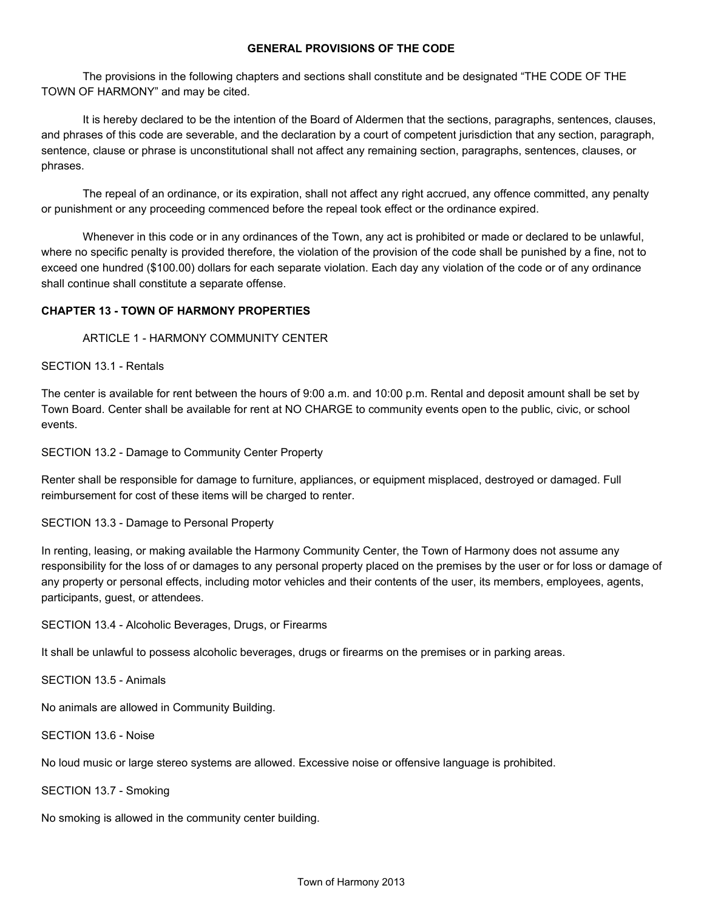## GENERAL PROVISIONS OF THE CODE

The provisions in the following chapters and sections shall constitute and be designated "THE CODE OF THE TOWN OF HARMONY" and may be cited.

It is hereby declared to be the intention of the Board of Aldermen that the sections, paragraphs, sentences, clauses, and phrases of this code are severable, and the declaration by a court of competent jurisdiction that any section, paragraph, sentence, clause or phrase is unconstitutional shall not affect any remaining section, paragraphs, sentences, clauses, or phrases.

The repeal of an ordinance, or its expiration, shall not affect any right accrued, any offence committed, any penalty or punishment or any proceeding commenced before the repeal took effect or the ordinance expired.

Whenever in this code or in any ordinances of the Town, any act is prohibited or made or declared to be unlawful, where no specific penalty is provided therefore, the violation of the provision of the code shall be punished by a fine, not to exceed one hundred ($100.00) dollars for each separate violation. Each day any violation of the code or of any ordinance shall continue shall constitute a separate offense.

## CHAPTER 13 - TOWN OF HARMONY PROPERTIES

### ARTICLE 1 - HARMONY COMMUNITY CENTER

SECTION 13.1 - Rentals

The center is available for rent between the hours of 9:00 a.m. and 10:00 p.m. Rental and deposit amount shall be set by Town Board. Center shall be available for rent at NO CHARGE to community events open to the public, civic, or school events.

SECTION 13.2 - Damage to Community Center Property

Renter shall be responsible for damage to furniture, appliances, or equipment misplaced, destroyed or damaged. Full reimbursement for cost of these items will be charged to renter.

SECTION 13.3 - Damage to Personal Property

In renting, leasing, or making available the Harmony Community Center, the Town of Harmony does not assume any responsibility for the loss of or damages to any personal property placed on the premises by the user or for loss or damage of any property or personal effects, including motor vehicles and their contents of the user, its members, employees, agents, participants, guest, or attendees.

SECTION 13.4 - Alcoholic Beverages, Drugs, or Firearms

It shall be unlawful to possess alcoholic beverages, drugs or firearms on the premises or in parking areas.

SECTION 13.5 - Animals

No animals are allowed in Community Building.

SECTION 13.6 - Noise

No loud music or large stereo systems are allowed. Excessive noise or offensive language is prohibited.

SECTION 13.7 - Smoking

No smoking is allowed in the community center building.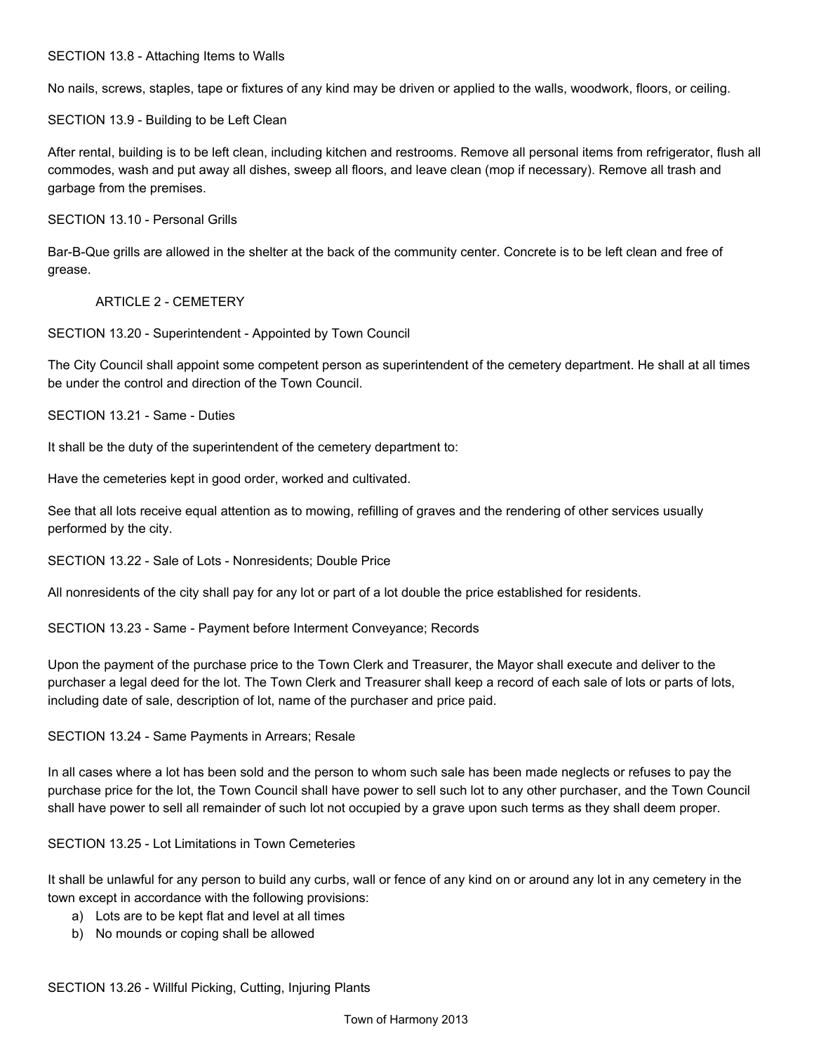SECTION 13.8 - Attaching Items to Walls

No nails, screws, staples, tape or fixtures of any kind may be driven or applied to the walls, woodwork, floors, or ceiling.

SECTION 13.9 - Building to be Left Clean

After rental, building is to be left clean, including kitchen and restrooms. Remove all personal items from refrigerator, flush all commodes, wash and put away all dishes, sweep all floors, and leave clean (mop if necessary). Remove all trash and garbage from the premises.

SECTION 13.10 - Personal Grills

Bar-B-Que grills are allowed in the shelter at the back of the community center. Concrete is to be left clean and free of grease.

## ARTICLE 2 - CEMETERY

SECTION 13.20 - Superintendent - Appointed by Town Council

The City Council shall appoint some competent person as superintendent of the cemetery department. He shall at all times be under the control and direction of the Town Council.

SECTION 13.21 - Same - Duties

It shall be the duty of the superintendent of the cemetery department to:

Have the cemeteries kept in good order, worked and cultivated.

See that all lots receive equal attention as to mowing, refilling of graves and the rendering of other services usually performed by the city.

SECTION 13.22 - Sale of Lots - Nonresidents; Double Price

All nonresidents of the city shall pay for any lot or part of a lot double the price established for residents.

SECTION 13.23 - Same - Payment before Interment Conveyance; Records

Upon the payment of the purchase price to the Town Clerk and Treasurer, the Mayor shall execute and deliver to the purchaser a legal deed for the lot. The Town Clerk and Treasurer shall keep a record of each sale of lots or parts of lots, including date of sale, description of lot, name of the purchaser and price paid.

SECTION 13.24 - Same Payments in Arrears; Resale

In all cases where a lot has been sold and the person to whom such sale has been made neglects or refuses to pay the purchase price for the lot, the Town Council shall have power to sell such lot to any other purchaser, and the Town Council shall have power to sell all remainder of such lot not occupied by a grave upon such terms as they shall deem proper.

SECTION 13.25 - Lot Limitations in Town Cemeteries

It shall be unlawful for any person to build any curbs, wall or fence of any kind on or around any lot in any cemetery in the town except in accordance with the following provisions:

a) Lots are to be kept flat and level at all times
b) No mounds or coping shall be allowed

SECTION 13.26 - Willful Picking, Cutting, Injuring Plants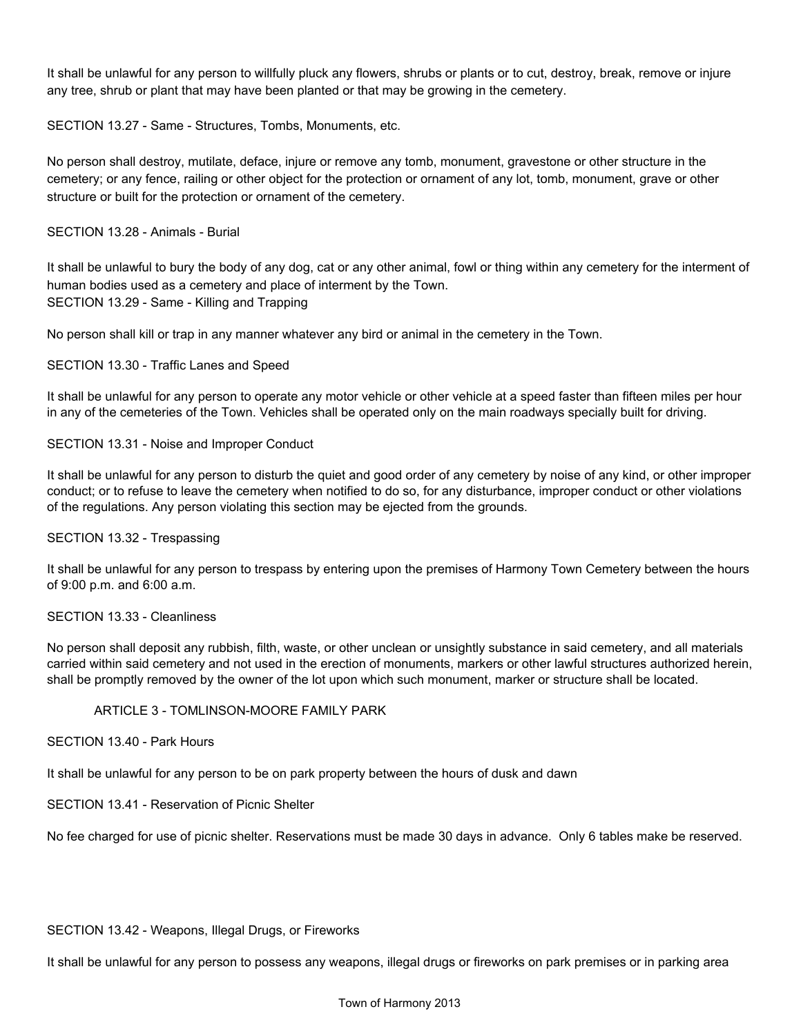It shall be unlawful for any person to willfully pluck any flowers, shrubs or plants or to cut, destroy, break, remove or injure any tree, shrub or plant that may have been planted or that may be growing in the cemetery.

SECTION 13.27 - Same - Structures, Tombs, Monuments, etc.

No person shall destroy, mutilate, deface, injure or remove any tomb, monument, gravestone or other structure in the cemetery; or any fence, railing or other object for the protection or ornament of any lot, tomb, monument, grave or other structure or built for the protection or ornament of the cemetery.

SECTION 13.28 - Animals - Burial

It shall be unlawful to bury the body of any dog, cat or any other animal, fowl or thing within any cemetery for the interment of human bodies used as a cemetery and place of interment by the Town.

SECTION 13.29 - Same - Killing and Trapping

No person shall kill or trap in any manner whatever any bird or animal in the cemetery in the Town.

SECTION 13.30 - Traffic Lanes and Speed

It shall be unlawful for any person to operate any motor vehicle or other vehicle at a speed faster than fifteen miles per hour in any of the cemeteries of the Town. Vehicles shall be operated only on the main roadways specially built for driving.

SECTION 13.31 - Noise and Improper Conduct

It shall be unlawful for any person to disturb the quiet and good order of any cemetery by noise of any kind, or other improper conduct; or to refuse to leave the cemetery when notified to do so, for any disturbance, improper conduct or other violations of the regulations. Any person violating this section may be ejected from the grounds.

SECTION 13.32 - Trespassing

It shall be unlawful for any person to trespass by entering upon the premises of Harmony Town Cemetery between the hours of 9:00 p.m. and 6:00 a.m.

SECTION 13.33 - Cleanliness

No person shall deposit any rubbish, filth, waste, or other unclean or unsightly substance in said cemetery, and all materials carried within said cemetery and not used in the erection of monuments, markers or other lawful structures authorized herein, shall be promptly removed by the owner of the lot upon which such monument, marker or structure shall be located.

## ARTICLE 3 - TOMLINSON-MOORE FAMILY PARK

SECTION 13.40 - Park Hours

It shall be unlawful for any person to be on park property between the hours of dusk and dawn

SECTION 13.41 - Reservation of Picnic Shelter

No fee charged for use of picnic shelter. Reservations must be made 30 days in advance. Only 6 tables make be reserved.

SECTION 13.42 - Weapons, Illegal Drugs, or Fireworks

It shall be unlawful for any person to possess any weapons, illegal drugs or fireworks on park premises or in parking area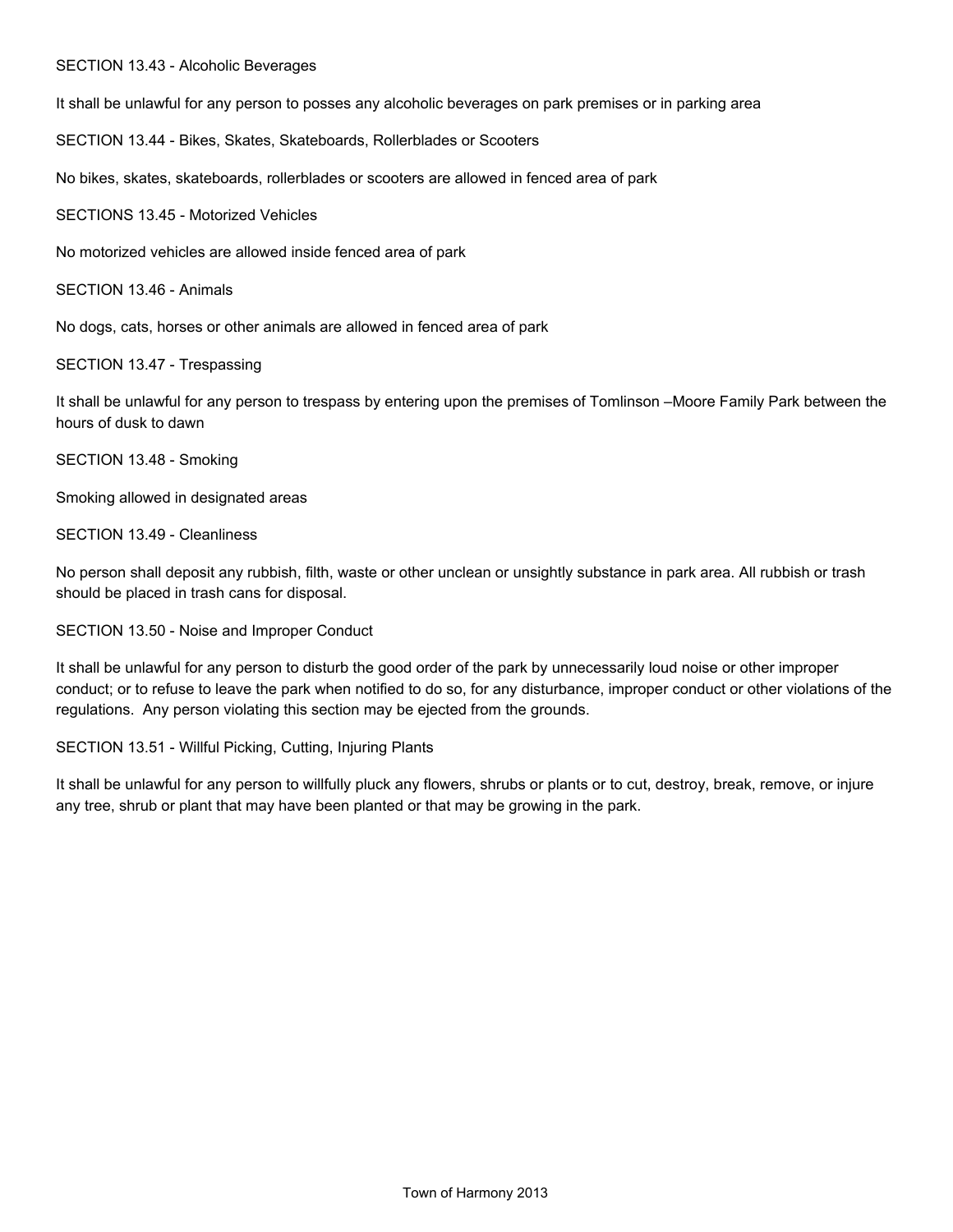SECTION 13.43 - Alcoholic Beverages

It shall be unlawful for any person to posses any alcoholic beverages on park premises or in parking area

SECTION 13.44 - Bikes, Skates, Skateboards, Rollerblades or Scooters

No bikes, skates, skateboards, rollerblades or scooters are allowed in fenced area of park

SECTIONS 13.45 - Motorized Vehicles

No motorized vehicles are allowed inside fenced area of park

SECTION 13.46 - Animals

No dogs, cats, horses or other animals are allowed in fenced area of park

SECTION 13.47 - Trespassing

It shall be unlawful for any person to trespass by entering upon the premises of Tomlinson –Moore Family Park between the hours of dusk to dawn

SECTION 13.48 - Smoking

Smoking allowed in designated areas

SECTION 13.49 - Cleanliness

No person shall deposit any rubbish, filth, waste or other unclean or unsightly substance in park area. All rubbish or trash should be placed in trash cans for disposal.

SECTION 13.50 - Noise and Improper Conduct

It shall be unlawful for any person to disturb the good order of the park by unnecessarily loud noise or other improper conduct; or to refuse to leave the park when notified to do so, for any disturbance, improper conduct or other violations of the regulations. Any person violating this section may be ejected from the grounds.

SECTION 13.51 - Willful Picking, Cutting, Injuring Plants

It shall be unlawful for any person to willfully pluck any flowers, shrubs or plants or to cut, destroy, break, remove, or injure any tree, shrub or plant that may have been planted or that may be growing in the park.